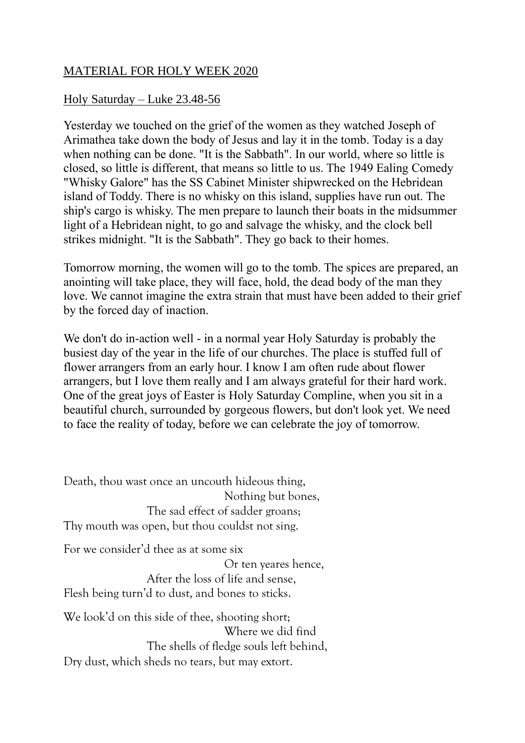MATERIAL FOR HOLY WEEK 2020

Holy Saturday – Luke 23.48-56

Yesterday we touched on the grief of the women as they watched Joseph of Arimathea take down the body of Jesus and lay it in the tomb. Today is a day when nothing can be done. "It is the Sabbath". In our world, where so little is closed, so little is different, that means so little to us. The 1949 Ealing Comedy "Whisky Galore" has the SS Cabinet Minister shipwrecked on the Hebridean island of Toddy. There is no whisky on this island, supplies have run out. The ship's cargo is whisky. The men prepare to launch their boats in the midsummer light of a Hebridean night, to go and salvage the whisky, and the clock bell strikes midnight. "It is the Sabbath". They go back to their homes.

Tomorrow morning, the women will go to the tomb. The spices are prepared, an anointing will take place, they will face, hold, the dead body of the man they love. We cannot imagine the extra strain that must have been added to their grief by the forced day of inaction.

We don't do in-action well - in a normal year Holy Saturday is probably the busiest day of the year in the life of our churches. The place is stuffed full of flower arrangers from an early hour. I know I am often rude about flower arrangers, but I love them really and I am always grateful for their hard work. One of the great joys of Easter is Holy Saturday Compline, when you sit in a beautiful church, surrounded by gorgeous flowers, but don't look yet. We need to face the reality of today, before we can celebrate the joy of tomorrow.

Death, thou wast once an uncouth hideous thing,
Nothing but bones,
The sad effect of sadder groans;
Thy mouth was open, but thou couldst not sing.

For we consider'd thee as at some six
Or ten yeares hence,
After the loss of life and sense,
Flesh being turn'd to dust, and bones to sticks.

We look'd on this side of thee, shooting short;
Where we did find
The shells of fledge souls left behind,
Dry dust, which sheds no tears, but may extort.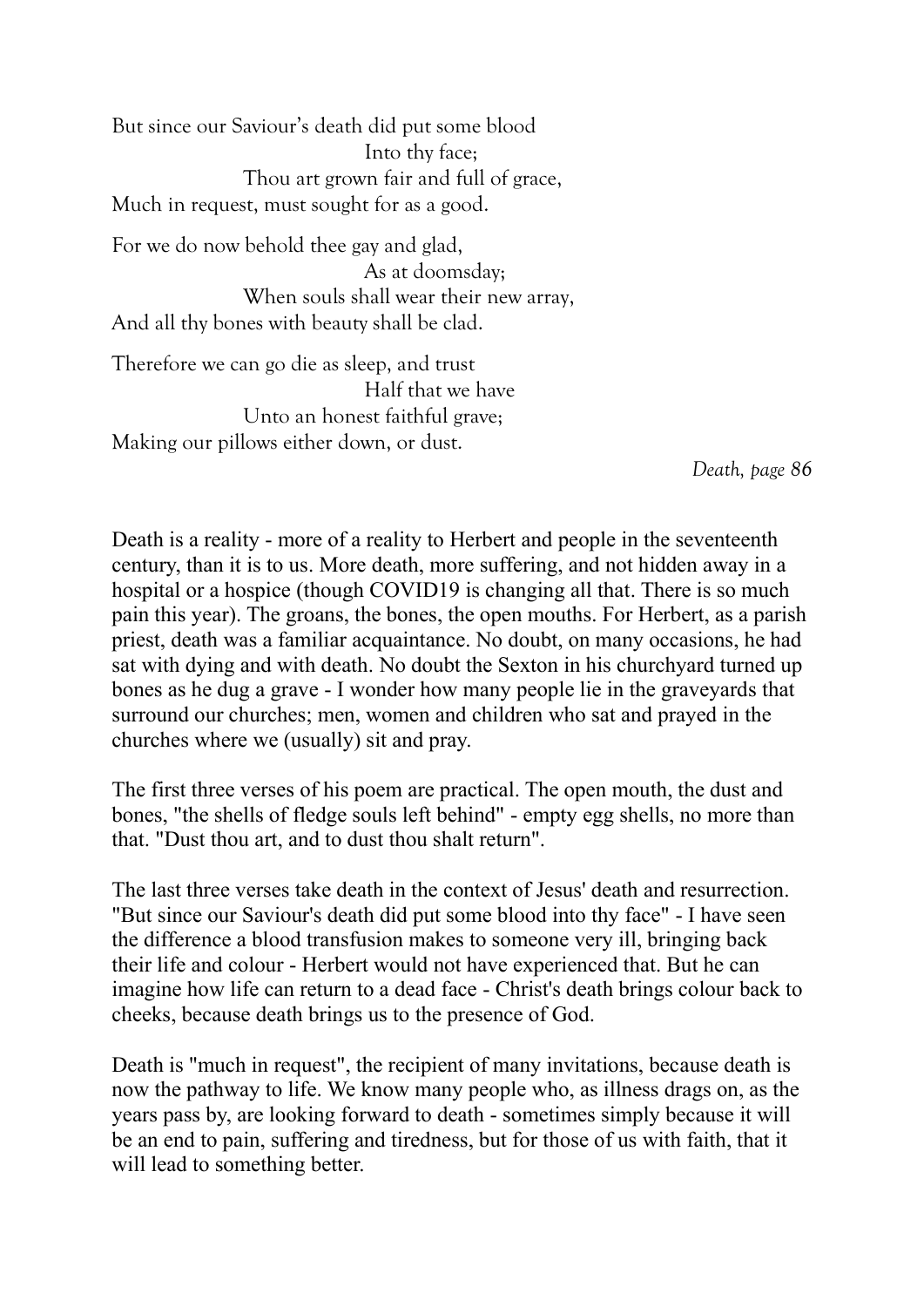But since our Saviour's death did put some blood
Into thy face;
Thou art grown fair and full of grace,
Much in request, must sought for as a good.

For we do now behold thee gay and glad,
As at doomsday;
When souls shall wear their new array,
And all thy bones with beauty shall be clad.

Therefore we can go die as sleep, and trust
Half that we have
Unto an honest faithful grave;
Making our pillows either down, or dust.

*Death, page 86*

Death is a reality - more of a reality to Herbert and people in the seventeenth century, than it is to us. More death, more suffering, and not hidden away in a hospital or a hospice (though COVID19 is changing all that. There is so much pain this year). The groans, the bones, the open mouths. For Herbert, as a parish priest, death was a familiar acquaintance. No doubt, on many occasions, he had sat with dying and with death. No doubt the Sexton in his churchyard turned up bones as he dug a grave - I wonder how many people lie in the graveyards that surround our churches; men, women and children who sat and prayed in the churches where we (usually) sit and pray.

The first three verses of his poem are practical. The open mouth, the dust and bones, "the shells of fledge souls left behind" - empty egg shells, no more than that. "Dust thou art, and to dust thou shalt return".

The last three verses take death in the context of Jesus' death and resurrection. "But since our Saviour's death did put some blood into thy face" - I have seen the difference a blood transfusion makes to someone very ill, bringing back their life and colour - Herbert would not have experienced that. But he can imagine how life can return to a dead face - Christ's death brings colour back to cheeks, because death brings us to the presence of God.

Death is "much in request", the recipient of many invitations, because death is now the pathway to life. We know many people who, as illness drags on, as the years pass by, are looking forward to death - sometimes simply because it will be an end to pain, suffering and tiredness, but for those of us with faith, that it will lead to something better.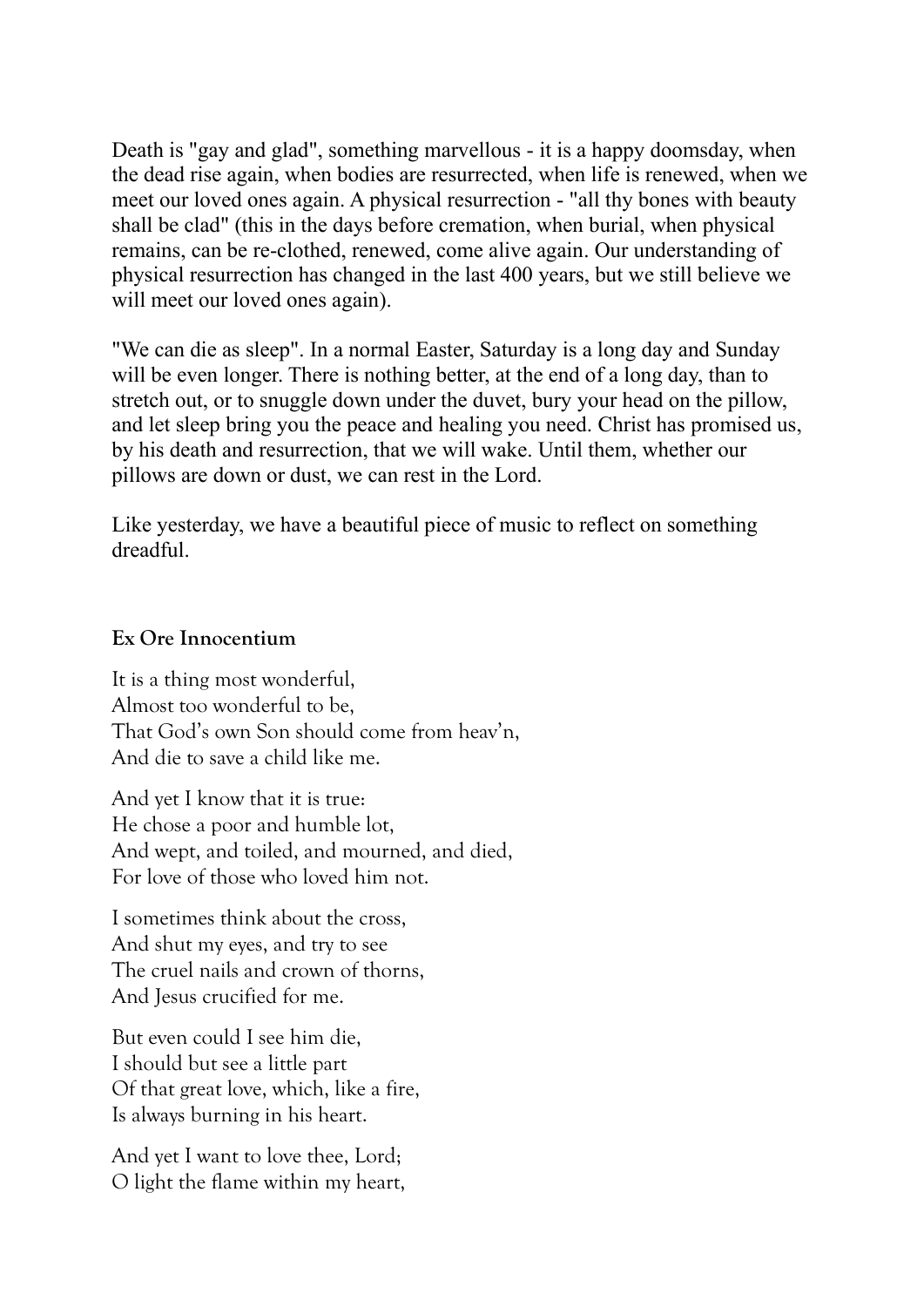Death is "gay and glad", something marvellous - it is a happy doomsday, when the dead rise again, when bodies are resurrected, when life is renewed, when we meet our loved ones again. A physical resurrection - "all thy bones with beauty shall be clad" (this in the days before cremation, when burial, when physical remains, can be re-clothed, renewed, come alive again. Our understanding of physical resurrection has changed in the last 400 years, but we still believe we will meet our loved ones again).

"We can die as sleep". In a normal Easter, Saturday is a long day and Sunday will be even longer. There is nothing better, at the end of a long day, than to stretch out, or to snuggle down under the duvet, bury your head on the pillow, and let sleep bring you the peace and healing you need. Christ has promised us, by his death and resurrection, that we will wake. Until them, whether our pillows are down or dust, we can rest in the Lord.

Like yesterday, we have a beautiful piece of music to reflect on something dreadful.

**Ex Ore Innocentium**

It is a thing most wonderful,
Almost too wonderful to be,
That God's own Son should come from heav'n,
And die to save a child like me.

And yet I know that it is true:
He chose a poor and humble lot,
And wept, and toiled, and mourned, and died,
For love of those who loved him not.

I sometimes think about the cross,
And shut my eyes, and try to see
The cruel nails and crown of thorns,
And Jesus crucified for me.

But even could I see him die,
I should but see a little part
Of that great love, which, like a fire,
Is always burning in his heart.

And yet I want to love thee, Lord;
O light the flame within my heart,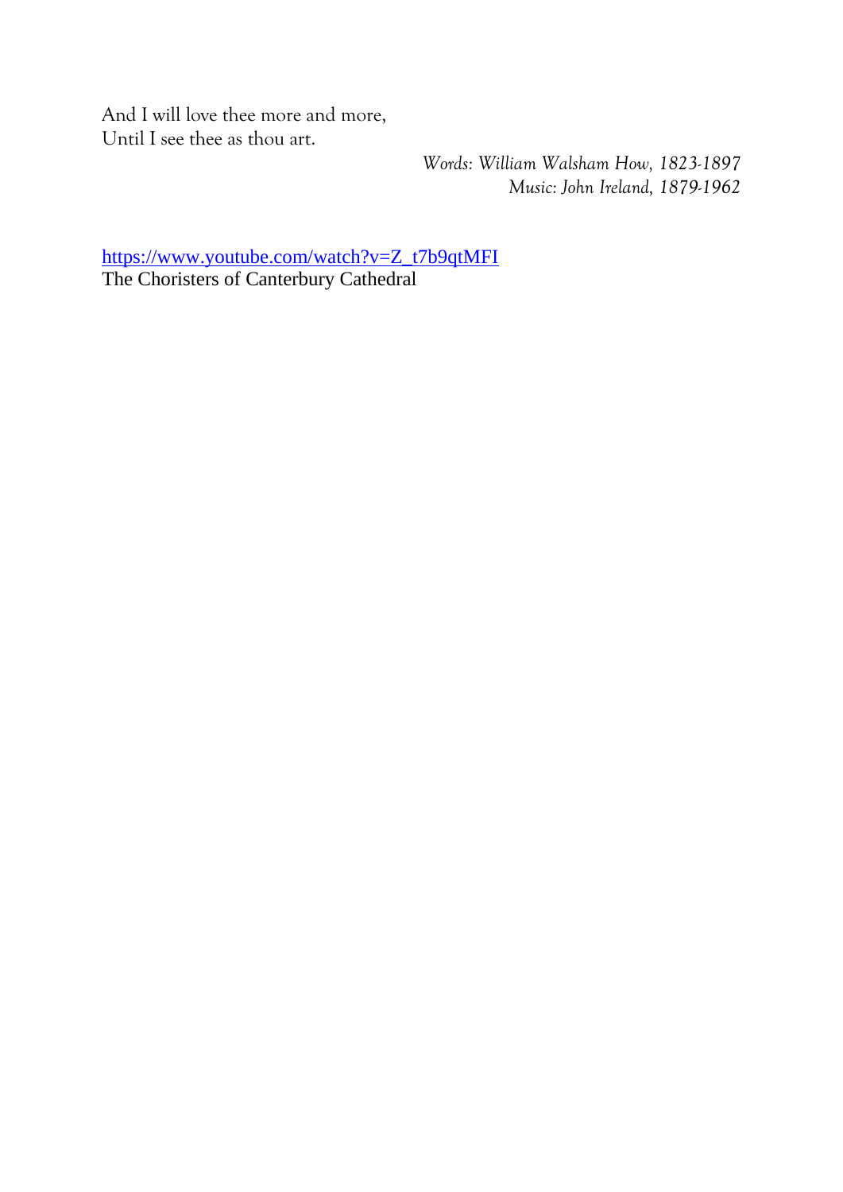And I will love thee more and more,
Until I see thee as thou art.

*Words: William Walsham How, 1823-1897*
*Music: John Ireland, 1879-1962*

https://www.youtube.com/watch?v=Z_t7b9qtMFI
The Choristers of Canterbury Cathedral